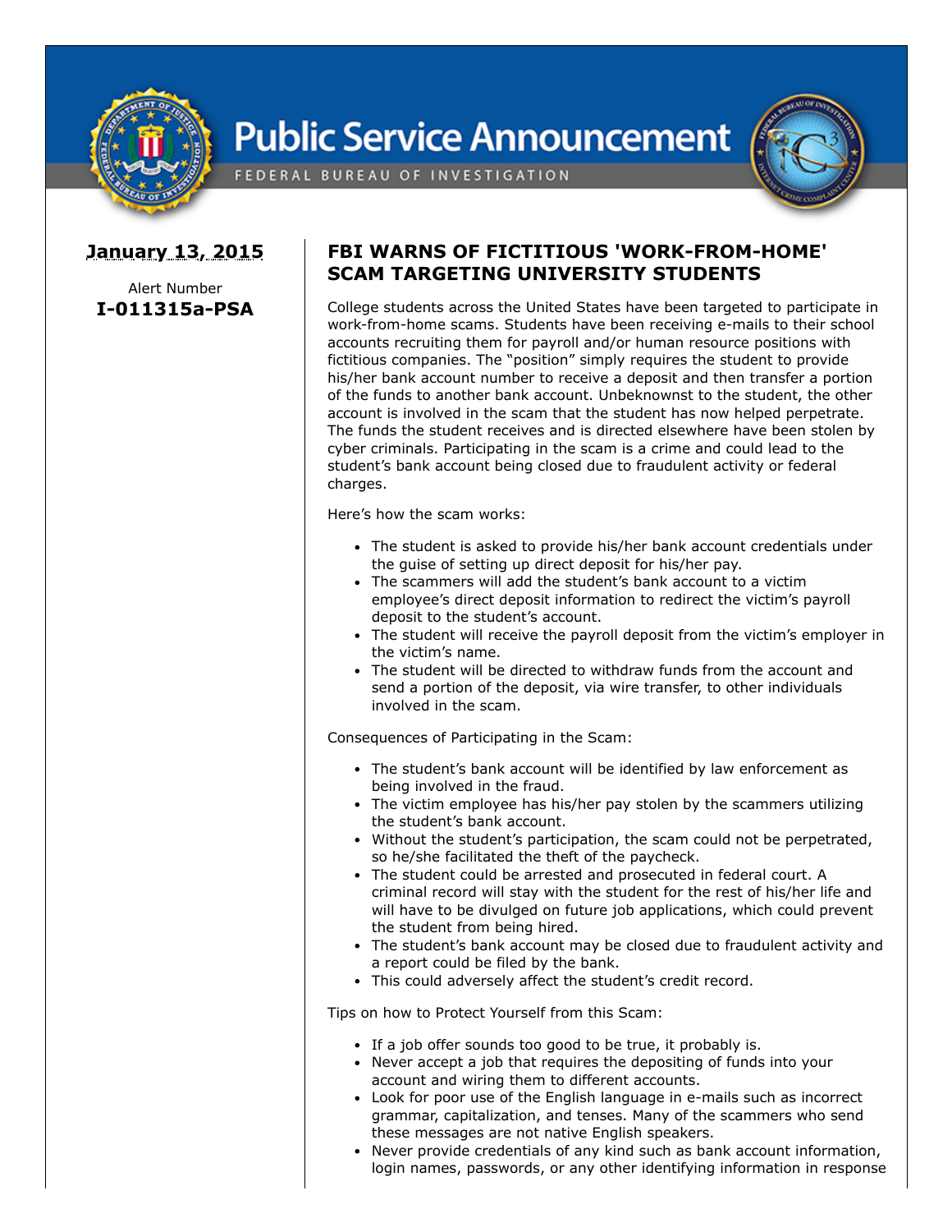# Public Service Announcement

FEDERAL BUREAU OF INVESTIGATION

**January 13, 2015**

Alert Number
**I-011315a-PSA**

## FBI WARNS OF FICTITIOUS 'WORK-FROM-HOME' SCAM TARGETING UNIVERSITY STUDENTS

College students across the United States have been targeted to participate in work-from-home scams. Students have been receiving e-mails to their school accounts recruiting them for payroll and/or human resource positions with fictitious companies. The "position" simply requires the student to provide his/her bank account number to receive a deposit and then transfer a portion of the funds to another bank account. Unbeknownst to the student, the other account is involved in the scam that the student has now helped perpetrate. The funds the student receives and is directed elsewhere have been stolen by cyber criminals. Participating in the scam is a crime and could lead to the student's bank account being closed due to fraudulent activity or federal charges.

Here's how the scam works:

- The student is asked to provide his/her bank account credentials under the guise of setting up direct deposit for his/her pay.
- The scammers will add the student's bank account to a victim employee's direct deposit information to redirect the victim's payroll deposit to the student's account.
- The student will receive the payroll deposit from the victim's employer in the victim's name.
- The student will be directed to withdraw funds from the account and send a portion of the deposit, via wire transfer, to other individuals involved in the scam.

Consequences of Participating in the Scam:

- The student's bank account will be identified by law enforcement as being involved in the fraud.
- The victim employee has his/her pay stolen by the scammers utilizing the student's bank account.
- Without the student's participation, the scam could not be perpetrated, so he/she facilitated the theft of the paycheck.
- The student could be arrested and prosecuted in federal court. A criminal record will stay with the student for the rest of his/her life and will have to be divulged on future job applications, which could prevent the student from being hired.
- The student's bank account may be closed due to fraudulent activity and a report could be filed by the bank.
- This could adversely affect the student's credit record.

Tips on how to Protect Yourself from this Scam:

- If a job offer sounds too good to be true, it probably is.
- Never accept a job that requires the depositing of funds into your account and wiring them to different accounts.
- Look for poor use of the English language in e-mails such as incorrect grammar, capitalization, and tenses. Many of the scammers who send these messages are not native English speakers.
- Never provide credentials of any kind such as bank account information, login names, passwords, or any other identifying information in response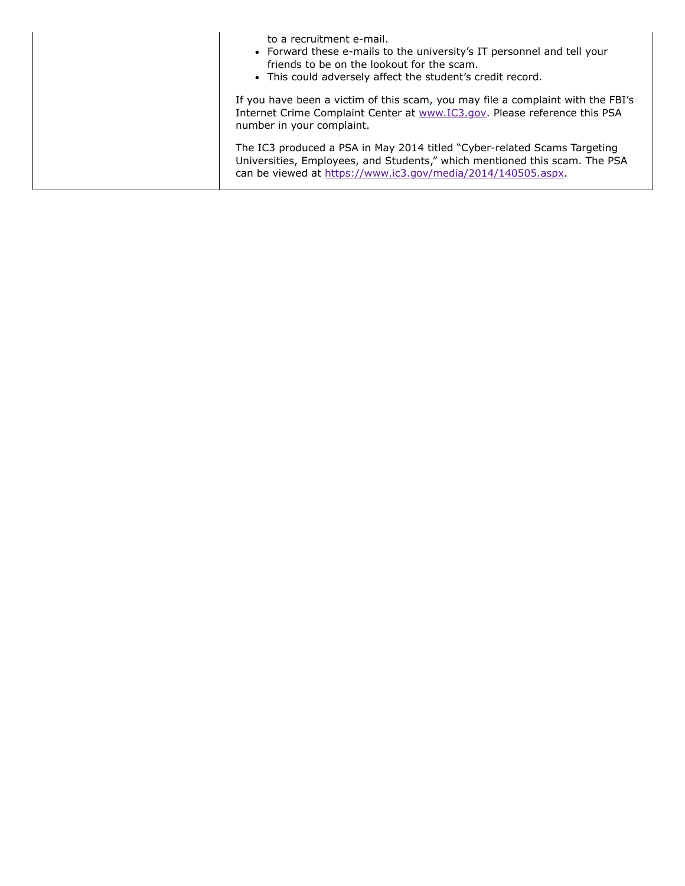to a recruitment e-mail.

- Forward these e-mails to the university's IT personnel and tell your friends to be on the lookout for the scam.
- This could adversely affect the student's credit record.

If you have been a victim of this scam, you may file a complaint with the FBI's Internet Crime Complaint Center at www.IC3.gov. Please reference this PSA number in your complaint.

The IC3 produced a PSA in May 2014 titled "Cyber-related Scams Targeting Universities, Employees, and Students," which mentioned this scam. The PSA can be viewed at https://www.ic3.gov/media/2014/140505.aspx.